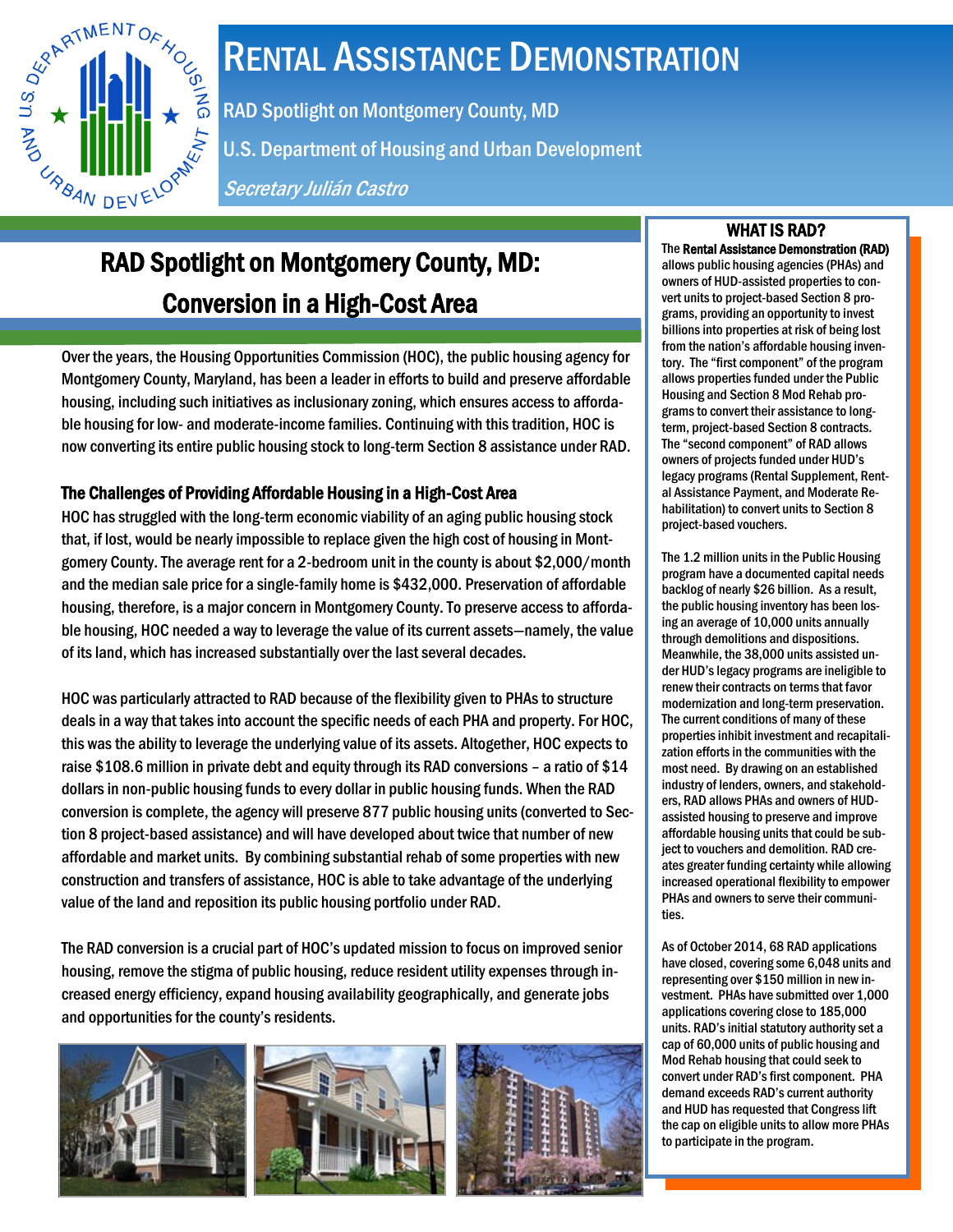# RENTAL ASSISTANCE DEMONSTRATION

RAD Spotlight on Montgomery County, MD

U.S. Department of Housing and Urban Development

*Secretary Julián Castro*

## RAD Spotlight on Montgomery County, MD: Conversion in a High-Cost Area

Over the years, the Housing Opportunities Commission (HOC), the public housing agency for Montgomery County, Maryland, has been a leader in efforts to build and preserve affordable housing, including such initiatives as inclusionary zoning, which ensures access to affordable housing for low- and moderate-income families. Continuing with this tradition, HOC is now converting its entire public housing stock to long-term Section 8 assistance under RAD.

### The Challenges of Providing Affordable Housing in a High-Cost Area

HOC has struggled with the long-term economic viability of an aging public housing stock that, if lost, would be nearly impossible to replace given the high cost of housing in Montgomery County. The average rent for a 2-bedroom unit in the county is about $2,000/month and the median sale price for a single-family home is $432,000. Preservation of affordable housing, therefore, is a major concern in Montgomery County. To preserve access to affordable housing, HOC needed a way to leverage the value of its current assets—namely, the value of its land, which has increased substantially over the last several decades.

HOC was particularly attracted to RAD because of the flexibility given to PHAs to structure deals in a way that takes into account the specific needs of each PHA and property. For HOC, this was the ability to leverage the underlying value of its assets. Altogether, HOC expects to raise $108.6 million in private debt and equity through its RAD conversions – a ratio of $14 dollars in non-public housing funds to every dollar in public housing funds. When the RAD conversion is complete, the agency will preserve 877 public housing units (converted to Section 8 project-based assistance) and will have developed about twice that number of new affordable and market units. By combining substantial rehab of some properties with new construction and transfers of assistance, HOC is able to take advantage of the underlying value of the land and reposition its public housing portfolio under RAD.

The RAD conversion is a crucial part of HOC's updated mission to focus on improved senior housing, remove the stigma of public housing, reduce resident utility expenses through increased energy efficiency, expand housing availability geographically, and generate jobs and opportunities for the county's residents.

### WHAT IS RAD?

The **Rental Assistance Demonstration (RAD)** allows public housing agencies (PHAs) and owners of HUD-assisted properties to convert units to project-based Section 8 programs, providing an opportunity to invest billions into properties at risk of being lost from the nation's affordable housing inventory. The "first component" of the program allows properties funded under the Public Housing and Section 8 Mod Rehab programs to convert their assistance to long-term, project-based Section 8 contracts. The "second component" of RAD allows owners of projects funded under HUD's legacy programs (Rental Supplement, Rental Assistance Payment, and Moderate Rehabilitation) to convert units to Section 8 project-based vouchers.

The 1.2 million units in the Public Housing program have a documented capital needs backlog of nearly $26 billion. As a result, the public housing inventory has been losing an average of 10,000 units annually through demolitions and dispositions. Meanwhile, the 38,000 units assisted under HUD's legacy programs are ineligible to renew their contracts on terms that favor modernization and long-term preservation. The current conditions of many of these properties inhibit investment and recapitalization efforts in the communities with the most need. By drawing on an established industry of lenders, owners, and stakeholders, RAD allows PHAs and owners of HUD-assisted housing to preserve and improve affordable housing units that could be subject to vouchers and demolition. RAD creates greater funding certainty while allowing increased operational flexibility to empower PHAs and owners to serve their communities.

As of October 2014, 68 RAD applications have closed, covering some 6,048 units and representing over $150 million in new investment. PHAs have submitted over 1,000 applications covering close to 185,000 units. RAD's initial statutory authority set a cap of 60,000 units of public housing and Mod Rehab housing that could seek to convert under RAD's first component. PHA demand exceeds RAD's current authority and HUD has requested that Congress lift the cap on eligible units to allow more PHAs to participate in the program.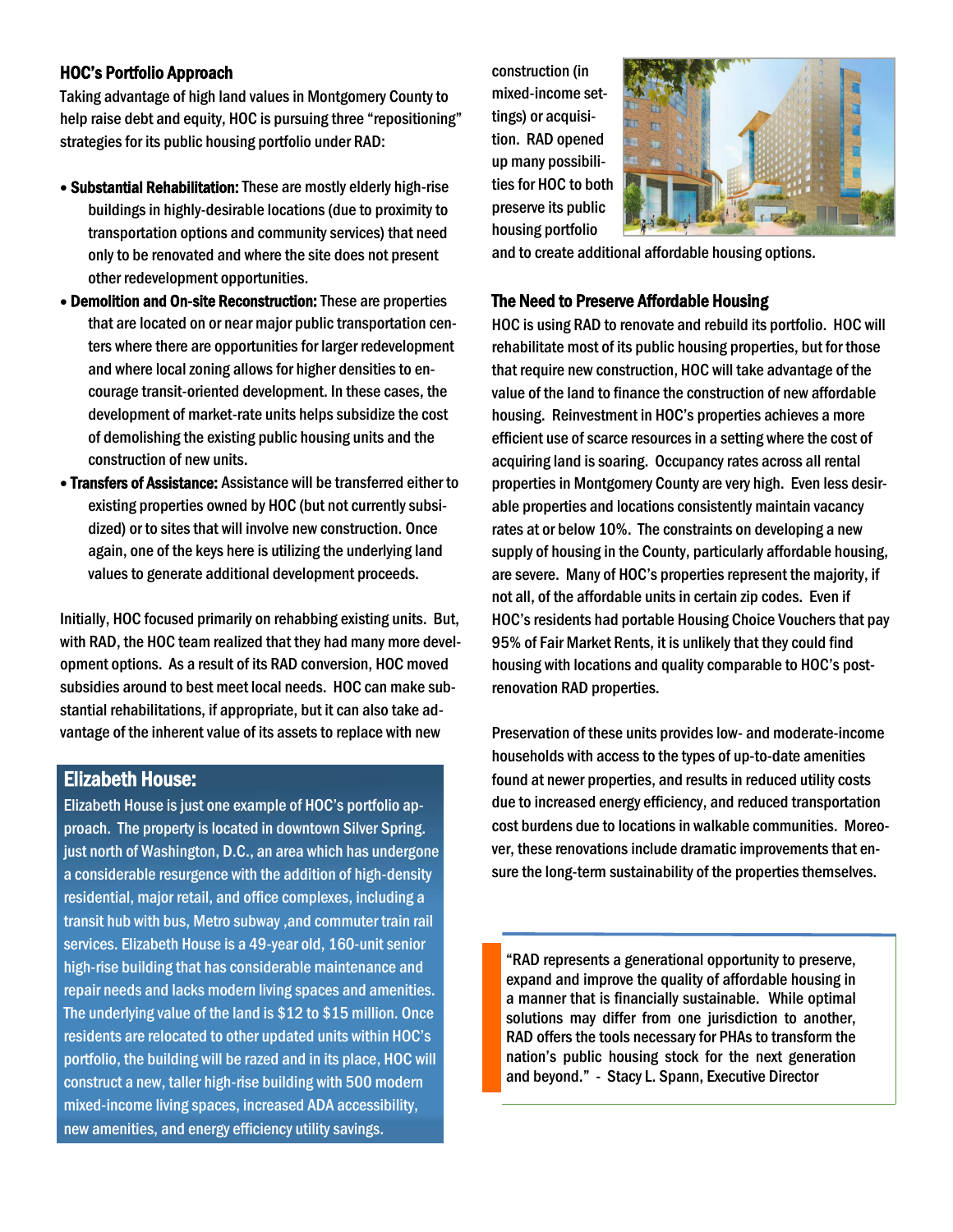## HOC's Portfolio Approach

Taking advantage of high land values in Montgomery County to help raise debt and equity, HOC is pursuing three "repositioning" strategies for its public housing portfolio under RAD:

- **Substantial Rehabilitation:** These are mostly elderly high-rise buildings in highly-desirable locations (due to proximity to transportation options and community services) that need only to be renovated and where the site does not present other redevelopment opportunities.
- **Demolition and On-site Reconstruction:** These are properties that are located on or near major public transportation centers where there are opportunities for larger redevelopment and where local zoning allows for higher densities to encourage transit-oriented development. In these cases, the development of market-rate units helps subsidize the cost of demolishing the existing public housing units and the construction of new units.
- **Transfers of Assistance:** Assistance will be transferred either to existing properties owned by HOC (but not currently subsidized) or to sites that will involve new construction. Once again, one of the keys here is utilizing the underlying land values to generate additional development proceeds.

Initially, HOC focused primarily on rehabbing existing units. But, with RAD, the HOC team realized that they had many more development options. As a result of its RAD conversion, HOC moved subsidies around to best meet local needs. HOC can make substantial rehabilitations, if appropriate, but it can also take advantage of the inherent value of its assets to replace with new construction (in mixed-income settings) or acquisition. RAD opened up many possibilities for HOC to both preserve its public housing portfolio and to create additional affordable housing options.

### Elizabeth House:

Elizabeth House is just one example of HOC's portfolio approach. The property is located in downtown Silver Spring. just north of Washington, D.C., an area which has undergone a considerable resurgence with the addition of high-density residential, major retail, and office complexes, including a transit hub with bus, Metro subway ,and commuter train rail services. Elizabeth House is a 49-year old, 160-unit senior high-rise building that has considerable maintenance and repair needs and lacks modern living spaces and amenities. The underlying value of the land is $12 to $15 million. Once residents are relocated to other updated units within HOC's portfolio, the building will be razed and in its place, HOC will construct a new, taller high-rise building with 500 modern mixed-income living spaces, increased ADA accessibility, new amenities, and energy efficiency utility savings.

## The Need to Preserve Affordable Housing

HOC is using RAD to renovate and rebuild its portfolio. HOC will rehabilitate most of its public housing properties, but for those that require new construction, HOC will take advantage of the value of the land to finance the construction of new affordable housing. Reinvestment in HOC's properties achieves a more efficient use of scarce resources in a setting where the cost of acquiring land is soaring. Occupancy rates across all rental properties in Montgomery County are very high. Even less desirable properties and locations consistently maintain vacancy rates at or below 10%. The constraints on developing a new supply of housing in the County, particularly affordable housing, are severe. Many of HOC's properties represent the majority, if not all, of the affordable units in certain zip codes. Even if HOC's residents had portable Housing Choice Vouchers that pay 95% of Fair Market Rents, it is unlikely that they could find housing with locations and quality comparable to HOC's post-renovation RAD properties.

Preservation of these units provides low- and moderate-income households with access to the types of up-to-date amenities found at newer properties, and results in reduced utility costs due to increased energy efficiency, and reduced transportation cost burdens due to locations in walkable communities. Moreover, these renovations include dramatic improvements that ensure the long-term sustainability of the properties themselves.

> "RAD represents a generational opportunity to preserve, expand and improve the quality of affordable housing in a manner that is financially sustainable. While optimal solutions may differ from one jurisdiction to another, RAD offers the tools necessary for PHAs to transform the nation's public housing stock for the next generation and beyond." - Stacy L. Spann, Executive Director